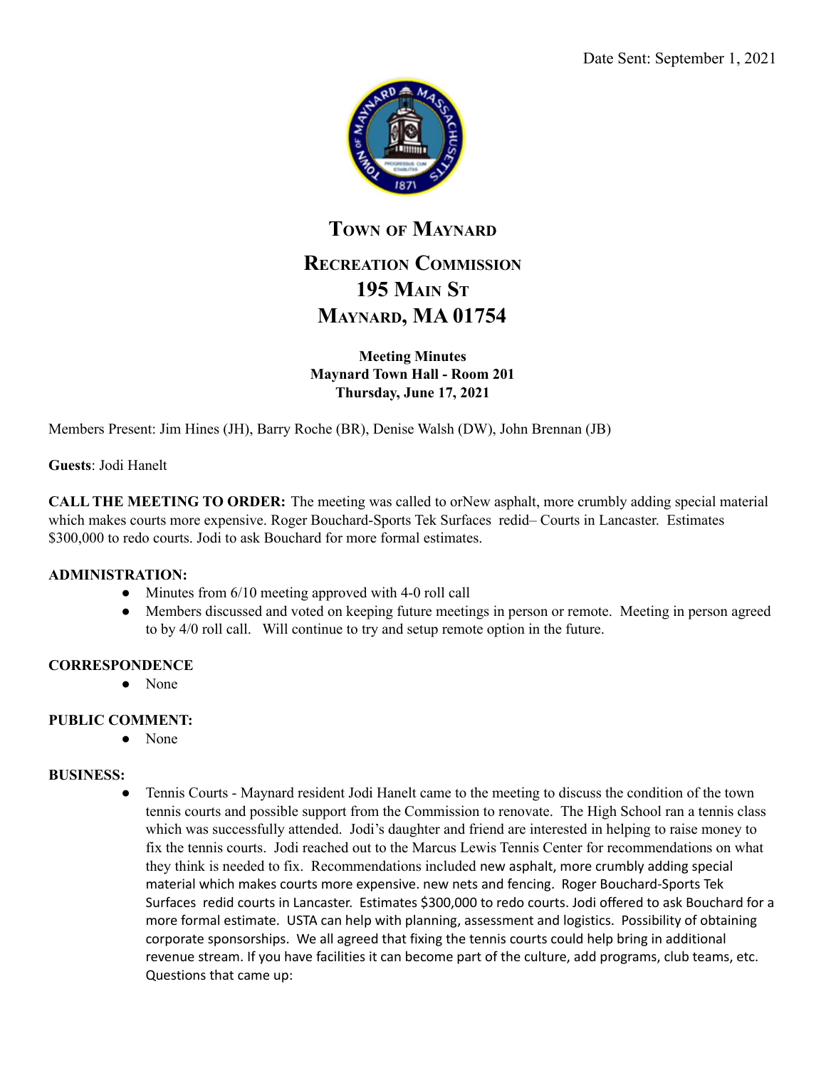Date Sent: September 1, 2021

# Town of Maynard

## Recreation Commission
## 195 Main St
## Maynard, MA 01754

**Meeting Minutes**
**Maynard Town Hall - Room 201**
**Thursday, June 17, 2021**

Members Present: Jim Hines (JH), Barry Roche (BR), Denise Walsh (DW), John Brennan (JB)

**Guests**: Jodi Hanelt

**CALL THE MEETING TO ORDER:** The meeting was called to orNew asphalt, more crumbly adding special material which makes courts more expensive. Roger Bouchard-Sports Tek Surfaces redid– Courts in Lancaster. Estimates $300,000 to redo courts. Jodi to ask Bouchard for more formal estimates.

**ADMINISTRATION:**

- Minutes from 6/10 meeting approved with 4-0 roll call
- Members discussed and voted on keeping future meetings in person or remote. Meeting in person agreed to by 4/0 roll call. Will continue to try and setup remote option in the future.

**CORRESPONDENCE**

- None

**PUBLIC COMMENT:**

- None

**BUSINESS:**

- Tennis Courts - Maynard resident Jodi Hanelt came to the meeting to discuss the condition of the town tennis courts and possible support from the Commission to renovate. The High School ran a tennis class which was successfully attended. Jodi's daughter and friend are interested in helping to raise money to fix the tennis courts. Jodi reached out to the Marcus Lewis Tennis Center for recommendations on what they think is needed to fix. Recommendations included new asphalt, more crumbly adding special material which makes courts more expensive. new nets and fencing. Roger Bouchard-Sports Tek Surfaces redid courts in Lancaster. Estimates $300,000 to redo courts. Jodi offered to ask Bouchard for a more formal estimate. USTA can help with planning, assessment and logistics. Possibility of obtaining corporate sponsorships. We all agreed that fixing the tennis courts could help bring in additional revenue stream. If you have facilities it can become part of the culture, add programs, club teams, etc. Questions that came up: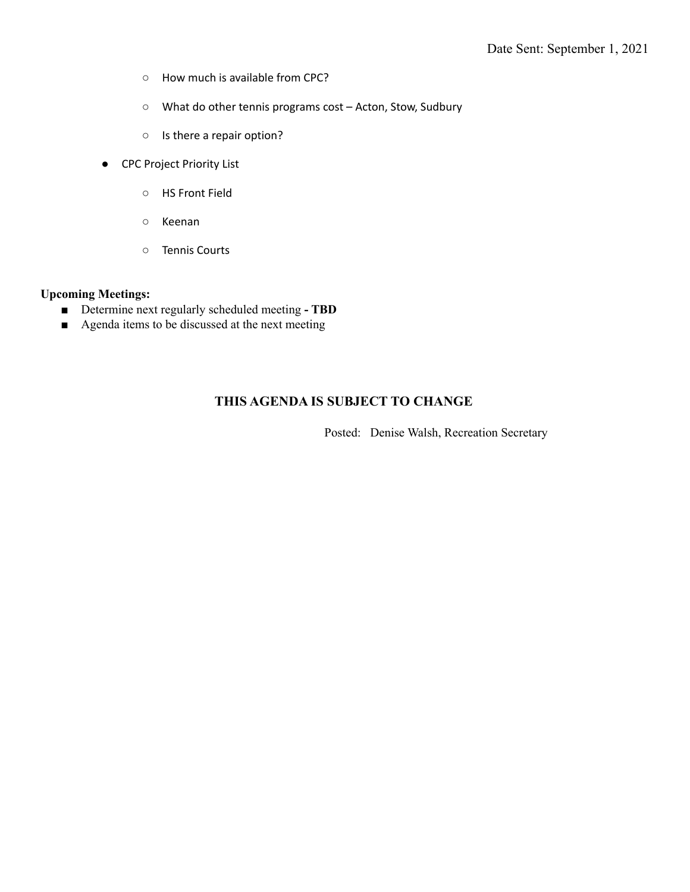Date Sent: September 1, 2021

- How much is available from CPC?
- What do other tennis programs cost – Acton, Stow, Sudbury
- Is there a repair option?

- CPC Project Priority List
  - HS Front Field
  - Keenan
  - Tennis Courts

**Upcoming Meetings:**

- Determine next regularly scheduled meeting **- TBD**
- Agenda items to be discussed at the next meeting

**THIS AGENDA IS SUBJECT TO CHANGE**

Posted: Denise Walsh, Recreation Secretary